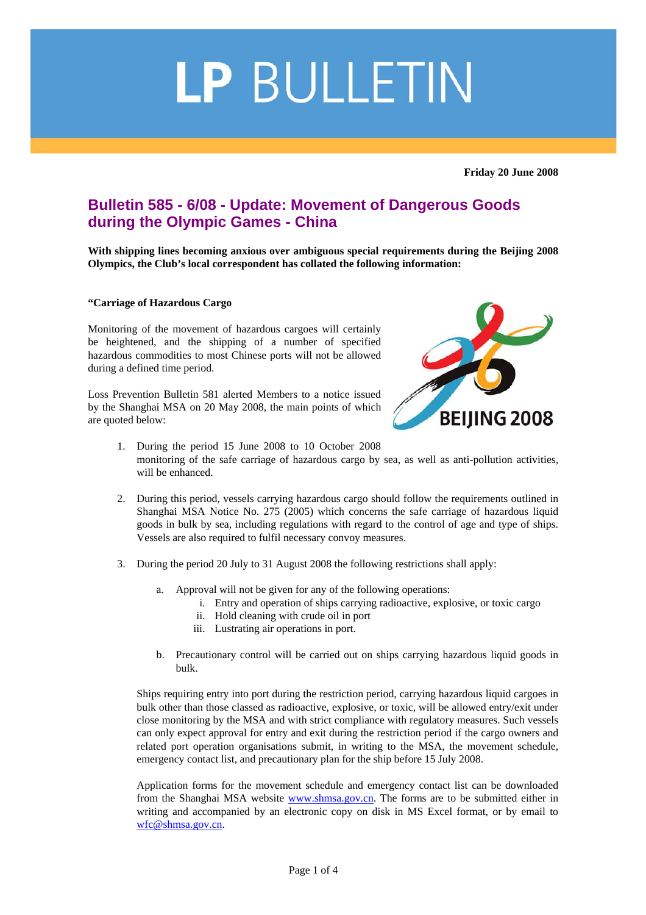# LP BULLETIN

**Friday 20 June 2008**

## Bulletin 585 - 6/08 - Update: Movement of Dangerous Goods during the Olympic Games - China

**With shipping lines becoming anxious over ambiguous special requirements during the Beijing 2008 Olympics, the Club's local correspondent has collated the following information:**

**"Carriage of Hazardous Cargo**

Monitoring of the movement of hazardous cargoes will certainly be heightened, and the shipping of a number of specified hazardous commodities to most Chinese ports will not be allowed during a defined time period.

Loss Prevention Bulletin 581 alerted Members to a notice issued by the Shanghai MSA on 20 May 2008, the main points of which are quoted below:

1. During the period 15 June 2008 to 10 October 2008 monitoring of the safe carriage of hazardous cargo by sea, as well as anti-pollution activities, will be enhanced.

2. During this period, vessels carrying hazardous cargo should follow the requirements outlined in Shanghai MSA Notice No. 275 (2005) which concerns the safe carriage of hazardous liquid goods in bulk by sea, including regulations with regard to the control of age and type of ships. Vessels are also required to fulfil necessary convoy measures.

3. During the period 20 July to 31 August 2008 the following restrictions shall apply:

   a. Approval will not be given for any of the following operations:
      i. Entry and operation of ships carrying radioactive, explosive, or toxic cargo
      ii. Hold cleaning with crude oil in port
      iii. Lustrating air operations in port.

   b. Precautionary control will be carried out on ships carrying hazardous liquid goods in bulk.

   Ships requiring entry into port during the restriction period, carrying hazardous liquid cargoes in bulk other than those classed as radioactive, explosive, or toxic, will be allowed entry/exit under close monitoring by the MSA and with strict compliance with regulatory measures. Such vessels can only expect approval for entry and exit during the restriction period if the cargo owners and related port operation organisations submit, in writing to the MSA, the movement schedule, emergency contact list, and precautionary plan for the ship before 15 July 2008.

   Application forms for the movement schedule and emergency contact list can be downloaded from the Shanghai MSA website www.shmsa.gov.cn. The forms are to be submitted either in writing and accompanied by an electronic copy on disk in MS Excel format, or by email to wfc@shmsa.gov.cn.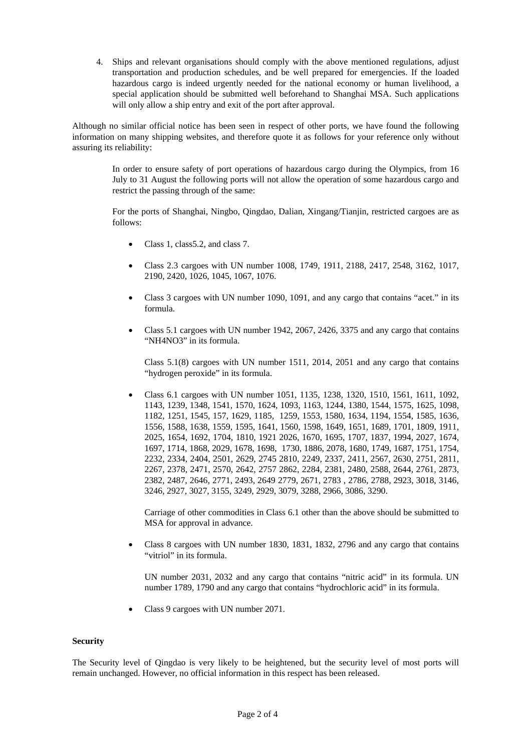4. Ships and relevant organisations should comply with the above mentioned regulations, adjust transportation and production schedules, and be well prepared for emergencies. If the loaded hazardous cargo is indeed urgently needed for the national economy or human livelihood, a special application should be submitted well beforehand to Shanghai MSA. Such applications will only allow a ship entry and exit of the port after approval.

Although no similar official notice has been seen in respect of other ports, we have found the following information on many shipping websites, and therefore quote it as follows for your reference only without assuring its reliability:

> In order to ensure safety of port operations of hazardous cargo during the Olympics, from 16 July to 31 August the following ports will not allow the operation of some hazardous cargo and restrict the passing through of the same:
>
> For the ports of Shanghai, Ningbo, Qingdao, Dalian, Xingang/Tianjin, restricted cargoes are as follows:
>
> - Class 1, class5.2, and class 7.
> - Class 2.3 cargoes with UN number 1008, 1749, 1911, 2188, 2417, 2548, 3162, 1017, 2190, 2420, 1026, 1045, 1067, 1076.
> - Class 3 cargoes with UN number 1090, 1091, and any cargo that contains "acet." in its formula.
> - Class 5.1 cargoes with UN number 1942, 2067, 2426, 3375 and any cargo that contains "NH4NO3" in its formula.
>
>   Class 5.1(8) cargoes with UN number 1511, 2014, 2051 and any cargo that contains "hydrogen peroxide" in its formula.
> - Class 6.1 cargoes with UN number 1051, 1135, 1238, 1320, 1510, 1561, 1611, 1092, 1143, 1239, 1348, 1541, 1570, 1624, 1093, 1163, 1244, 1380, 1544, 1575, 1625, 1098, 1182, 1251, 1545, 157, 1629, 1185, 1259, 1553, 1580, 1634, 1194, 1554, 1585, 1636, 1556, 1588, 1638, 1559, 1595, 1641, 1560, 1598, 1649, 1651, 1689, 1701, 1809, 1911, 2025, 1654, 1692, 1704, 1810, 1921 2026, 1670, 1695, 1707, 1837, 1994, 2027, 1674, 1697, 1714, 1868, 2029, 1678, 1698, 1730, 1886, 2078, 1680, 1749, 1687, 1751, 1754, 2232, 2334, 2404, 2501, 2629, 2745 2810, 2249, 2337, 2411, 2567, 2630, 2751, 2811, 2267, 2378, 2471, 2570, 2642, 2757 2862, 2284, 2381, 2480, 2588, 2644, 2761, 2873, 2382, 2487, 2646, 2771, 2493, 2649 2779, 2671, 2783 , 2786, 2788, 2923, 3018, 3146, 3246, 2927, 3027, 3155, 3249, 2929, 3079, 3288, 2966, 3086, 3290.
>
>   Carriage of other commodities in Class 6.1 other than the above should be submitted to MSA for approval in advance.
> - Class 8 cargoes with UN number 1830, 1831, 1832, 2796 and any cargo that contains "vitriol" in its formula.
>
>   UN number 2031, 2032 and any cargo that contains "nitric acid" in its formula. UN number 1789, 1790 and any cargo that contains "hydrochloric acid" in its formula.
> - Class 9 cargoes with UN number 2071.

**Security**

The Security level of Qingdao is very likely to be heightened, but the security level of most ports will remain unchanged. However, no official information in this respect has been released.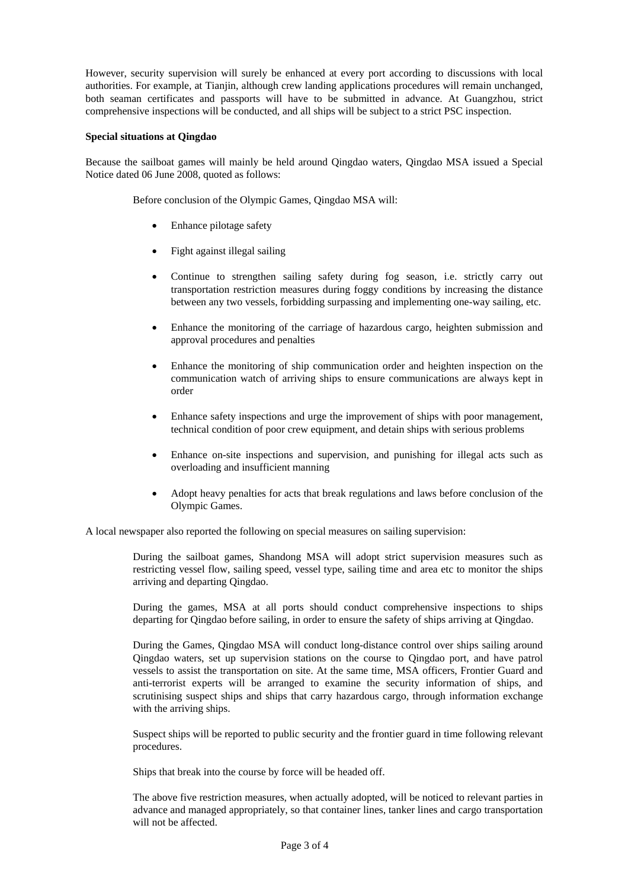However, security supervision will surely be enhanced at every port according to discussions with local authorities. For example, at Tianjin, although crew landing applications procedures will remain unchanged, both seaman certificates and passports will have to be submitted in advance. At Guangzhou, strict comprehensive inspections will be conducted, and all ships will be subject to a strict PSC inspection.

**Special situations at Qingdao**

Because the sailboat games will mainly be held around Qingdao waters, Qingdao MSA issued a Special Notice dated 06 June 2008, quoted as follows:

> Before conclusion of the Olympic Games, Qingdao MSA will:
>
> - Enhance pilotage safety
> - Fight against illegal sailing
> - Continue to strengthen sailing safety during fog season, i.e. strictly carry out transportation restriction measures during foggy conditions by increasing the distance between any two vessels, forbidding surpassing and implementing one-way sailing, etc.
> - Enhance the monitoring of the carriage of hazardous cargo, heighten submission and approval procedures and penalties
> - Enhance the monitoring of ship communication order and heighten inspection on the communication watch of arriving ships to ensure communications are always kept in order
> - Enhance safety inspections and urge the improvement of ships with poor management, technical condition of poor crew equipment, and detain ships with serious problems
> - Enhance on-site inspections and supervision, and punishing for illegal acts such as overloading and insufficient manning
> - Adopt heavy penalties for acts that break regulations and laws before conclusion of the Olympic Games.

A local newspaper also reported the following on special measures on sailing supervision:

> During the sailboat games, Shandong MSA will adopt strict supervision measures such as restricting vessel flow, sailing speed, vessel type, sailing time and area etc to monitor the ships arriving and departing Qingdao.
>
> During the games, MSA at all ports should conduct comprehensive inspections to ships departing for Qingdao before sailing, in order to ensure the safety of ships arriving at Qingdao.
>
> During the Games, Qingdao MSA will conduct long-distance control over ships sailing around Qingdao waters, set up supervision stations on the course to Qingdao port, and have patrol vessels to assist the transportation on site. At the same time, MSA officers, Frontier Guard and anti-terrorist experts will be arranged to examine the security information of ships, and scrutinising suspect ships and ships that carry hazardous cargo, through information exchange with the arriving ships.
>
> Suspect ships will be reported to public security and the frontier guard in time following relevant procedures.
>
> Ships that break into the course by force will be headed off.
>
> The above five restriction measures, when actually adopted, will be noticed to relevant parties in advance and managed appropriately, so that container lines, tanker lines and cargo transportation will not be affected.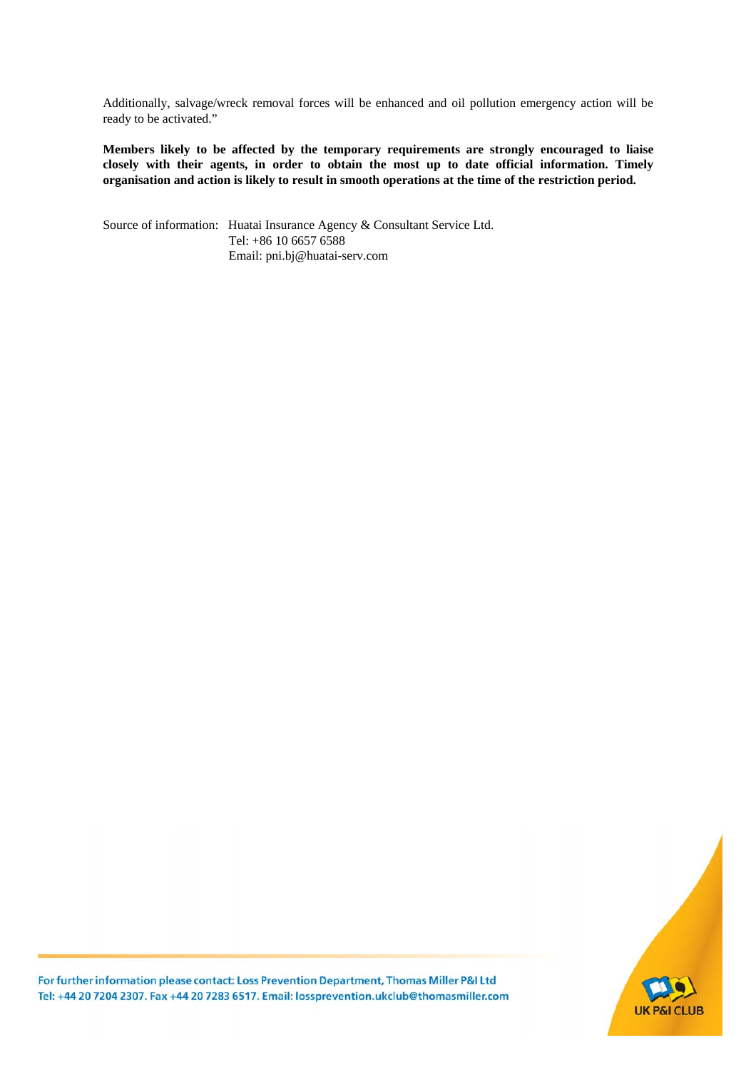Additionally, salvage/wreck removal forces will be enhanced and oil pollution emergency action will be ready to be activated."

**Members likely to be affected by the temporary requirements are strongly encouraged to liaise closely with their agents, in order to obtain the most up to date official information. Timely organisation and action is likely to result in smooth operations at the time of the restriction period.**

Source of information: Huatai Insurance Agency & Consultant Service Ltd.
Tel: +86 10 6657 6588
Email: pni.bj@huatai-serv.com

For further information please contact: Loss Prevention Department, Thomas Miller P&I Ltd
Tel: +44 20 7204 2307. Fax +44 20 7283 6517. Email: lossprevention.ukclub@thomasmiller.com